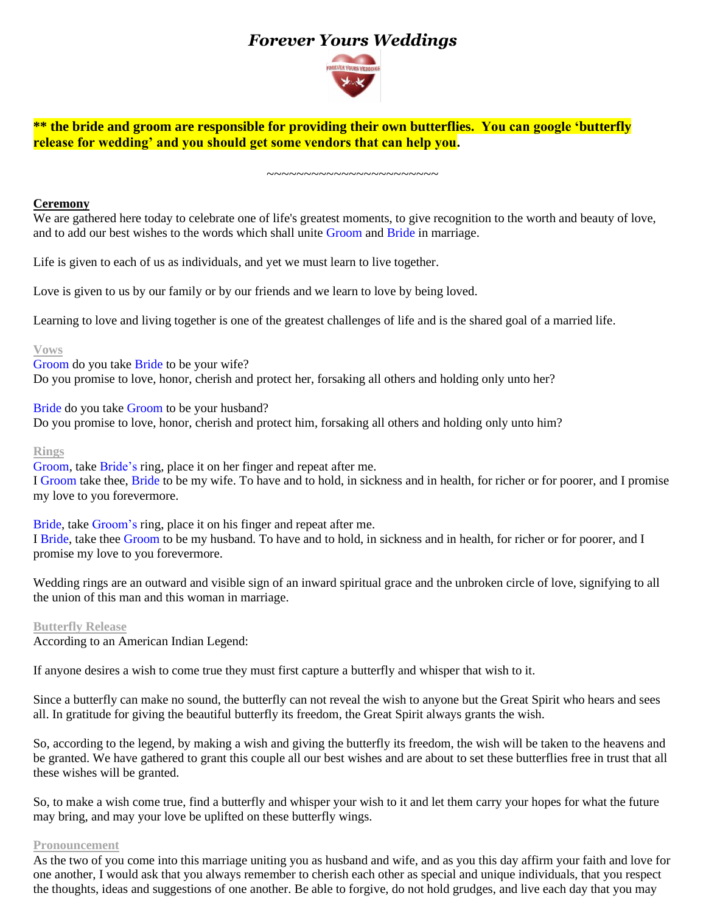# *Forever Yours Weddings*

**\*\* the bride and groom are responsible for providing their own butterflies. You can google 'butterfly release for wedding' and you should get some vendors that can help you.**

~~~~~~~~~~~~~~~~~~~~~~~~

## Ceremony

We are gathered here today to celebrate one of life's greatest moments, to give recognition to the worth and beauty of love, and to add our best wishes to the words which shall unite Groom and Bride in marriage.

Life is given to each of us as individuals, and yet we must learn to live together.

Love is given to us by our family or by our friends and we learn to love by being loved.

Learning to love and living together is one of the greatest challenges of life and is the shared goal of a married life.

### Vows

Groom do you take Bride to be your wife?
Do you promise to love, honor, cherish and protect her, forsaking all others and holding only unto her?

Bride do you take Groom to be your husband?
Do you promise to love, honor, cherish and protect him, forsaking all others and holding only unto him?

### Rings

Groom, take Bride's ring, place it on her finger and repeat after me.
I Groom take thee, Bride to be my wife. To have and to hold, in sickness and in health, for richer or for poorer, and I promise my love to you forevermore.

Bride, take Groom's ring, place it on his finger and repeat after me.
I Bride, take thee Groom to be my husband. To have and to hold, in sickness and in health, for richer or for poorer, and I promise my love to you forevermore.

Wedding rings are an outward and visible sign of an inward spiritual grace and the unbroken circle of love, signifying to all the union of this man and this woman in marriage.

### Butterfly Release

According to an American Indian Legend:

If anyone desires a wish to come true they must first capture a butterfly and whisper that wish to it.

Since a butterfly can make no sound, the butterfly can not reveal the wish to anyone but the Great Spirit who hears and sees all. In gratitude for giving the beautiful butterfly its freedom, the Great Spirit always grants the wish.

So, according to the legend, by making a wish and giving the butterfly its freedom, the wish will be taken to the heavens and be granted. We have gathered to grant this couple all our best wishes and are about to set these butterflies free in trust that all these wishes will be granted.

So, to make a wish come true, find a butterfly and whisper your wish to it and let them carry your hopes for what the future may bring, and may your love be uplifted on these butterfly wings.

### Pronouncement

As the two of you come into this marriage uniting you as husband and wife, and as you this day affirm your faith and love for one another, I would ask that you always remember to cherish each other as special and unique individuals, that you respect the thoughts, ideas and suggestions of one another. Be able to forgive, do not hold grudges, and live each day that you may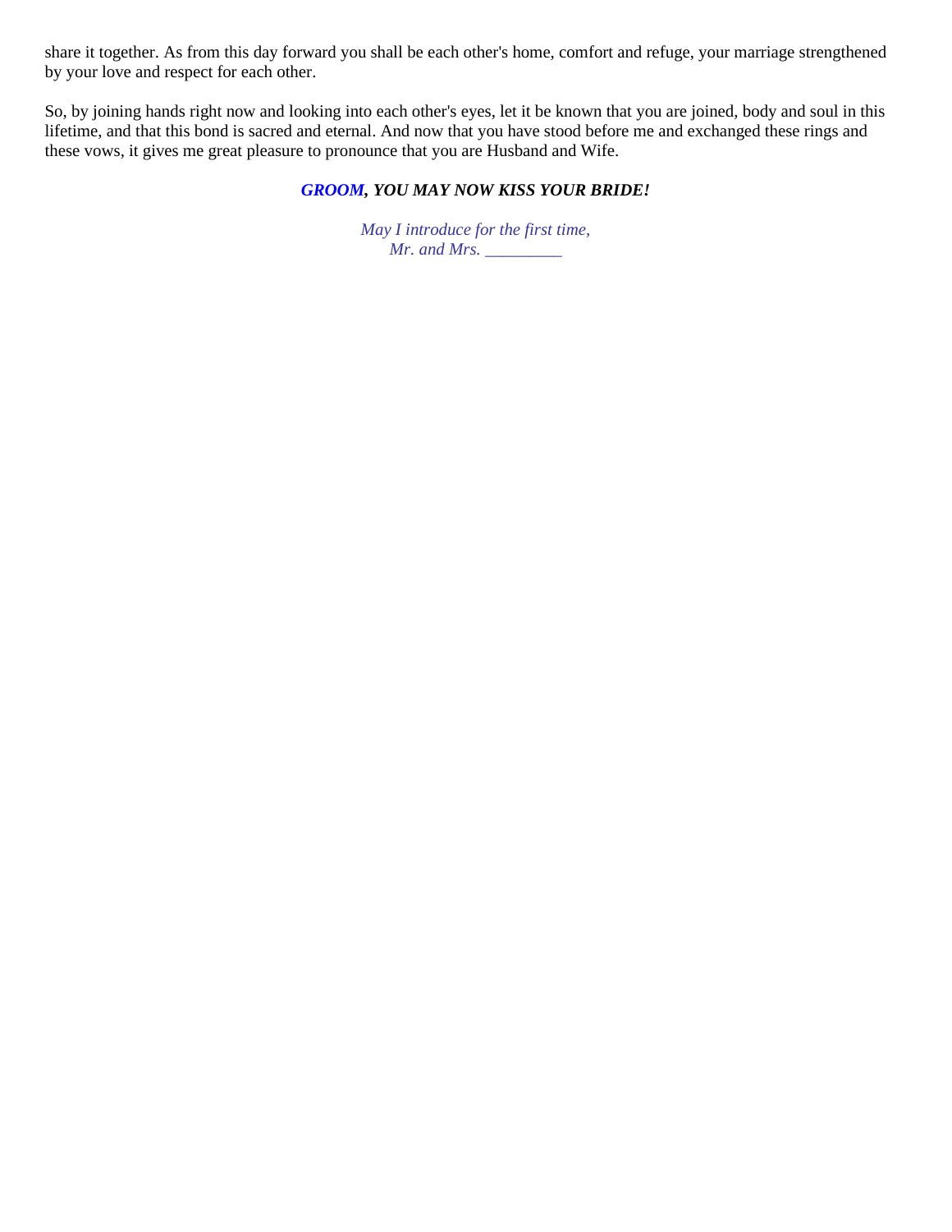share it together. As from this day forward you shall be each other's home, comfort and refuge, your marriage strengthened by your love and respect for each other.

So, by joining hands right now and looking into each other's eyes, let it be known that you are joined, body and soul in this lifetime, and that this bond is sacred and eternal. And now that you have stood before me and exchanged these rings and these vows, it gives me great pleasure to pronounce that you are Husband and Wife.

***GROOM, YOU MAY NOW KISS YOUR BRIDE!***

*May I introduce for the first time,*
*Mr. and Mrs. _________*